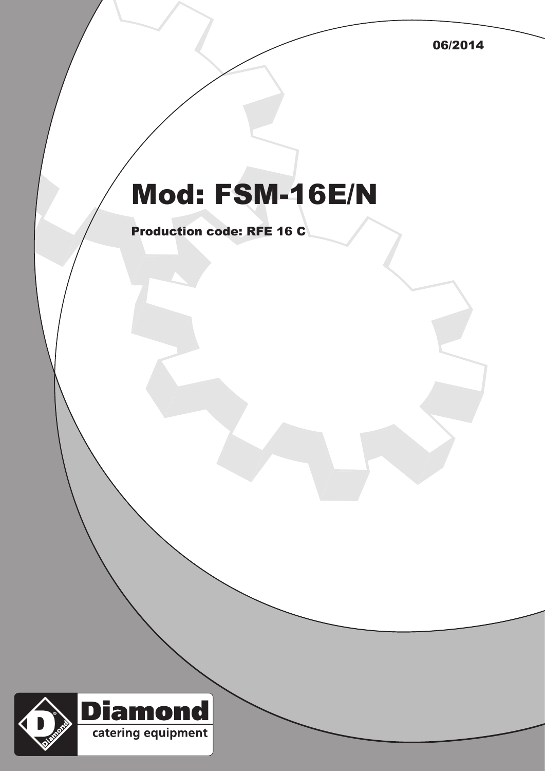06/2014

# Mod: FSM-16E/N

**Production code: RFE 16 C**

Diamond
catering equipment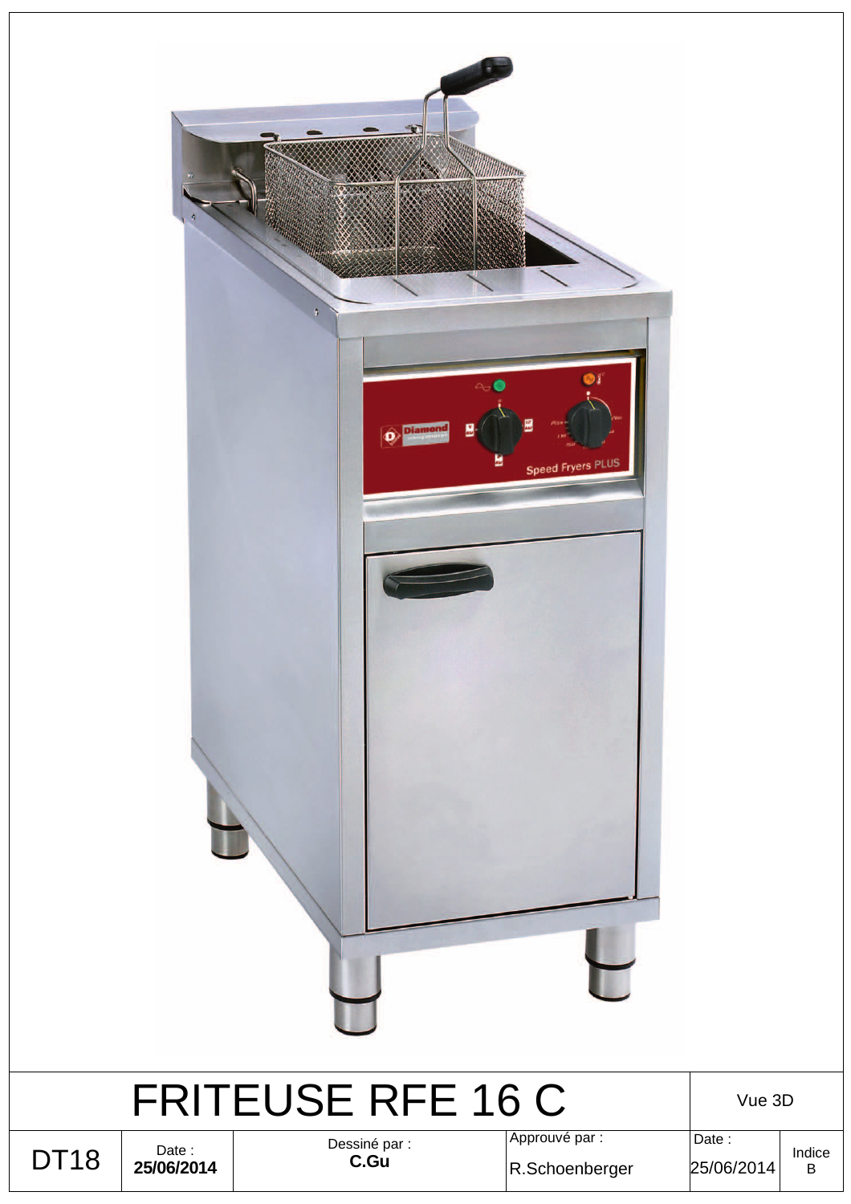| FRITEUSE RFE 16 C | | | | Vue 3D | |
|---|---|---|---|---|---|
| DT18 | Date : **25/06/2014** | Dessiné par : **C.Gu** | Approuvé par : R.Schoenberger | Date : 25/06/2014 | Indice B |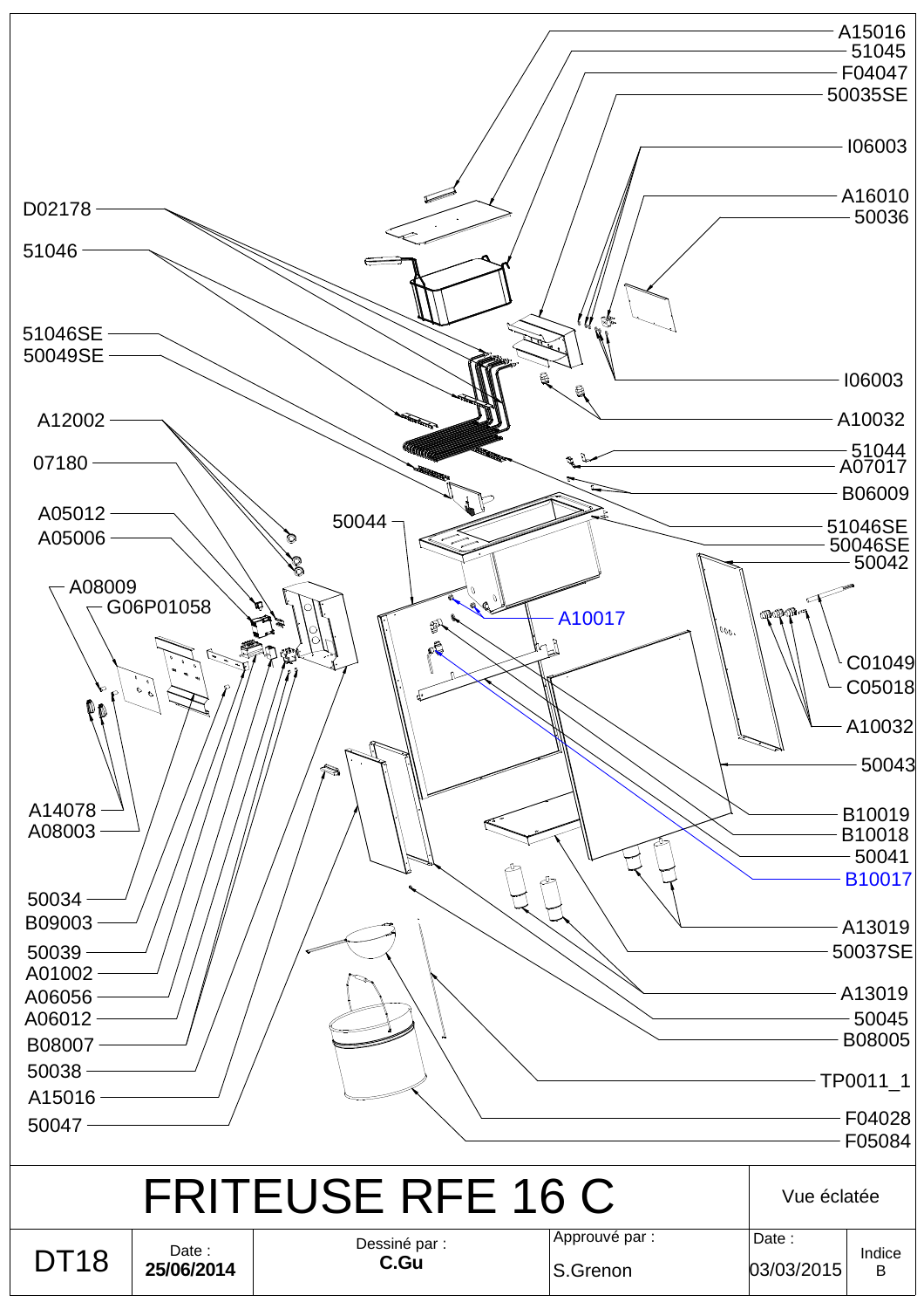A15016
51045
F04047
50035SE
I06003
A16010
50036
D02178
51046
51046SE
50049SE
I06003
A10032
A12002
51044
A07017
07180
B06009
A05012
50044
51046SE
50046SE
A05006
50042
A08009
G06P01058
A10017
C01049
C05018
A10032
50043
A14078
B10019
A08003
B10018
50041
B10017
50034
A13019
B09003
50037SE
50039
A01002
A13019
A06056
50045
A06012
B08005
B08007
50038
TP0011_1
A15016
F04028
50047
F05084

# FRITEUSE RFE 16 C

Vue éclatée

| DT18 | Date : **25/06/2014** | Dessiné par : **C.Gu** | Approuvé par : S.Grenon | Date : 03/03/2015 | Indice B |
|---|---|---|---|---|---|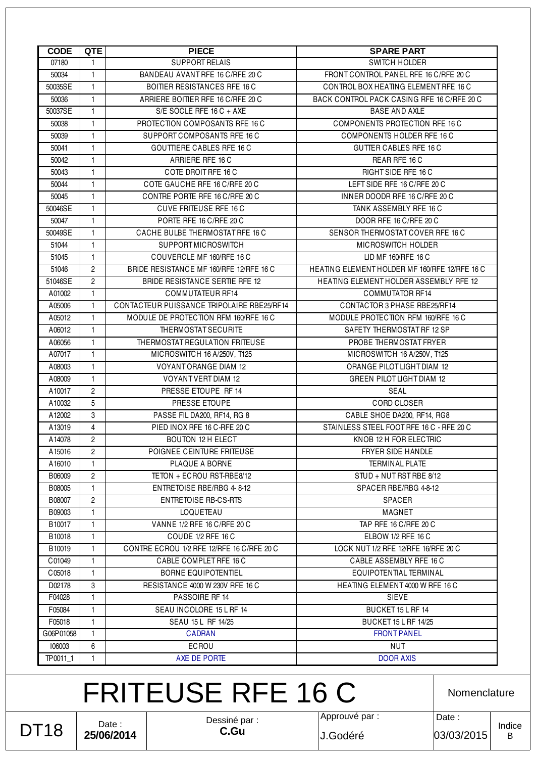| CODE | QTE | PIECE | SPARE PART |
|---|---|---|---|
| 07180 | 1 | SUPPORT RELAIS | SWITCH HOLDER |
| 50034 | 1 | BANDEAU AVANT RFE 16 C/RFE 20 C | FRONT CONTROL PANEL RFE 16 C/RFE 20 C |
| 50035SE | 1 | BOITIER RESISTANCES RFE 16 C | CONTROL BOX HEATING ELEMENT RFE 16 C |
| 50036 | 1 | ARRIERE BOITIER RFE 16 C/RFE 20 C | BACK CONTROL PACK CASING RFE 16 C/RFE 20 C |
| 50037SE | 1 | S/E SOCLE RFE 16 C + AXE | BASE AND AXLE |
| 50038 | 1 | PROTECTION COMPOSANTS RFE 16 C | COMPONENTS PROTECTION RFE 16 C |
| 50039 | 1 | SUPPORT COMPOSANTS RFE 16 C | COMPONENTS HOLDER RFE 16 C |
| 50041 | 1 | GOUTTIERE CABLES RFE 16 C | GUTTER CABLES RFE 16 C |
| 50042 | 1 | ARRIERE RFE 16 C | REAR RFE 16 C |
| 50043 | 1 | COTE DROIT RFE 16 C | RIGHT SIDE RFE 16 C |
| 50044 | 1 | COTE GAUCHE RFE 16 C/RFE 20 C | LEFT SIDE RFE 16 C/RFE 20 C |
| 50045 | 1 | CONTRE PORTE RFE 16 C/RFE 20 C | INNER DOODR RFE 16 C/RFE 20 C |
| 50046SE | 1 | CUVE FRITEUSE RFE 16 C | TANK ASSEMBLY RFE 16 C |
| 50047 | 1 | PORTE RFE 16 C/RFE 20 C | DOOR RFE 16 C/RFE 20 C |
| 50049SE | 1 | CACHE BULBE THERMOSTAT RFE 16 C | SENSOR THERMOSTAT COVER RFE 16 C |
| 51044 | 1 | SUPPORT MICROSWITCH | MICROSWITCH HOLDER |
| 51045 | 1 | COUVERCLE MF 160/RFE 16 C | LID MF 160/RFE 16 C |
| 51046 | 2 | BRIDE RESISTANCE MF 160/RFE 12/RFE 16 C | HEATING ELEMENT HOLDER MF 160/RFE 12/RFE 16 C |
| 51046SE | 2 | BRIDE RESISTANCE SERTIE RFE 12 | HEATING ELEMENT HOLDER ASSEMBLY RFE 12 |
| A01002 | 1 | COMMUTATEUR RF14 | COMMUTATOR RF14 |
| A05006 | 1 | CONTACTEUR PUISSANCE TRIPOLAIRE RBE25/RF14 | CONTACTOR 3 PHASE RBE25/RF14 |
| A05012 | 1 | MODULE DE PROTECTION RFM 160/RFE 16 C | MODULE PROTECTION RFM 160/RFE 16 C |
| A06012 | 1 | THERMOSTAT SECURITE | SAFETY THERMOSTAT RF 12 SP |
| A06056 | 1 | THERMOSTAT REGULATION FRITEUSE | PROBE THERMOSTAT FRYER |
| A07017 | 1 | MICROSWITCH 16 A/250V, T125 | MICROSWITCH 16 A/250V, T125 |
| A08003 | 1 | VOYANT ORANGE DIAM 12 | ORANGE PILOT LIGHT DIAM 12 |
| A08009 | 1 | VOYANT VERT DIAM 12 | GREEN PILOT LIGHT DIAM 12 |
| A10017 | 2 | PRESSE ETOUPE RF 14 | SEAL |
| A10032 | 5 | PRESSE ETOUPE | CORD CLOSER |
| A12002 | 3 | PASSE FIL DA200, RF14, RG 8 | CABLE SHOE DA200, RF14, RG8 |
| A13019 | 4 | PIED INOX RFE 16 C-RFE 20 C | STAINLESS STEEL FOOT RFE 16 C - RFE 20 C |
| A14078 | 2 | BOUTON 12 H ELECT | KNOB 12 H FOR ELECTRIC |
| A15016 | 2 | POIGNEE CEINTURE FRITEUSE | FRYER SIDE HANDLE |
| A16010 | 1 | PLAQUE A BORNE | TERMINAL PLATE |
| B06009 | 2 | TETON + ECROU RST-RBE8/12 | STUD + NUT RST RBE 8/12 |
| B08005 | 1 | ENTRETOISE RBE/RBG 4- 8-12 | SPACER RBE/RBG 4-8-12 |
| B08007 | 2 | ENTRETOISE RB-CS-RTS | SPACER |
| B09003 | 1 | LOQUETEAU | MAGNET |
| B10017 | 1 | VANNE 1/2 RFE 16 C/RFE 20 C | TAP RFE 16 C/RFE 20 C |
| B10018 | 1 | COUDE 1/2 RFE 16 C | ELBOW 1/2 RFE 16 C |
| B10019 | 1 | CONTRE ECROU 1/2 RFE 12/RFE 16 C/RFE 20 C | LOCK NUT 1/2 RFE 12/RFE 16/RFE 20 C |
| C01049 | 1 | CABLE COMPLET RFE 16 C | CABLE ASSEMBLY RFE 16 C |
| C05018 | 1 | BORNE EQUIPOTENTIEL | EQUIPOTENTIAL TERMINAL |
| D02178 | 3 | RESISTANCE 4000 W 230V RFE 16 C | HEATING ELEMENT 4000 W RFE 16 C |
| F04028 | 1 | PASSOIRE RF 14 | SIEVE |
| F05084 | 1 | SEAU INCOLORE 15 L RF 14 | BUCKET 15 L RF 14 |
| F05018 | 1 | SEAU 15 L RF 14/25 | BUCKET 15 L RF 14/25 |
| G06P01058 | 1 | CADRAN | FRONT PANEL |
| I06003 | 6 | ECROU | NUT |
| TP0011_1 | 1 | AXE DE PORTE | DOOR AXIS |

# FRITEUSE RFE 16 C

| DT18 | Date : 25/06/2014 | Dessiné par : C.Gu | Approuvé par : J.Godéré | Date : 03/03/2015 | Indice B |
|---|---|---|---|---|---|

Nomenclature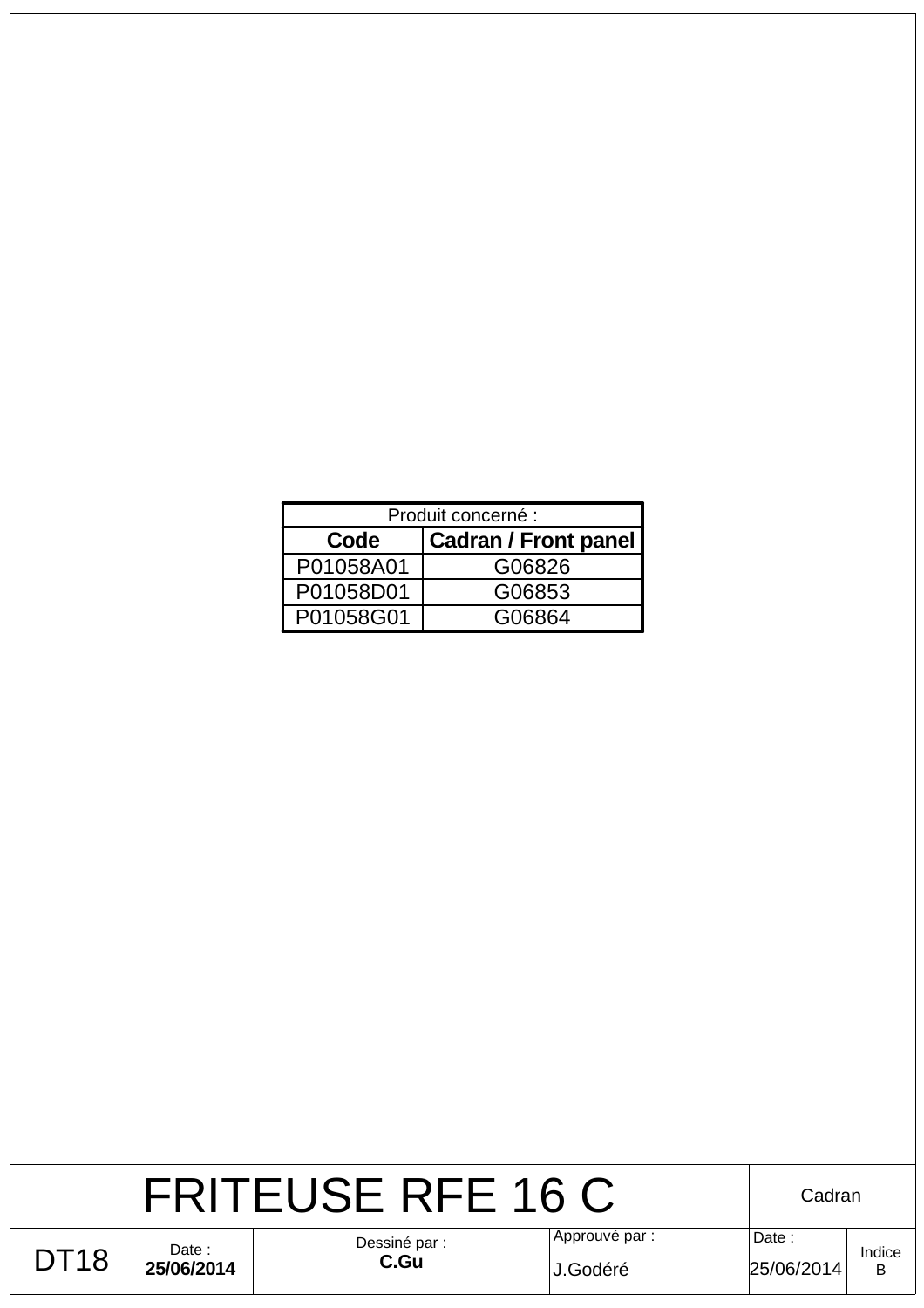| Produit concerné : | |
|---|---|
| **Code** | **Cadran / Front panel** |
| P01058A01 | G06826 |
| P01058D01 | G06853 |
| P01058G01 | G06864 |

| FRITEUSE RFE 16 C | | | | | | Cadran |
|---|---|---|---|---|---|---|
| DT18 | Date : **25/06/2014** | Dessiné par : **C.Gu** | Approuvé par : J.Godéré | Date : 25/06/2014 | Indice B | |